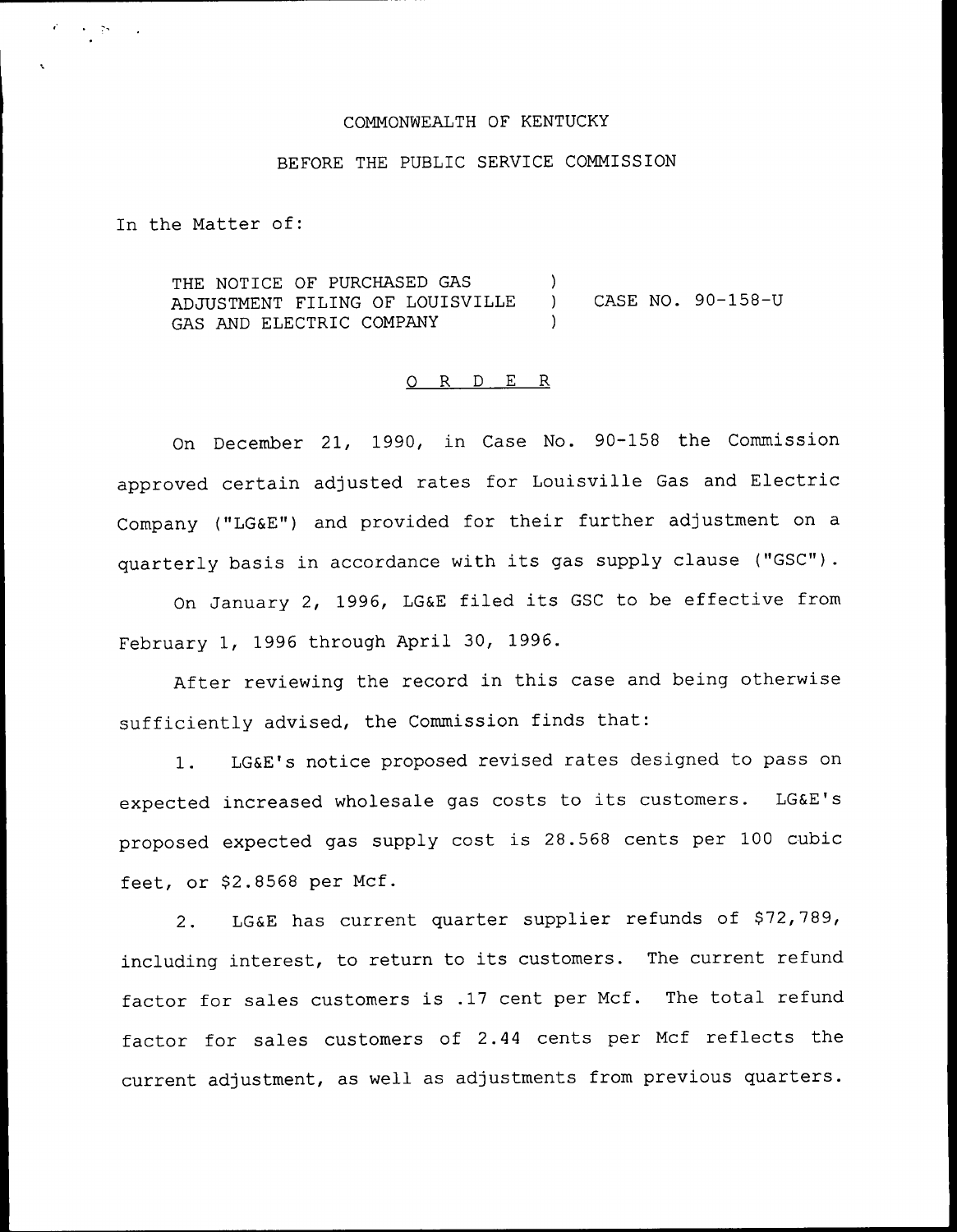COMMONWEALTH OF KENTUCKY

BEFORE THE PUBLIC SERVICE COMMISSION

In the Matter of:

THE NOTICE OF PURCHASED GAS ADJUSTMENT FILING OF LOUISVILLE GAS AND ELECTRIC COMPANY ) CASE NO. 90-158-U

O R D E R

On December 21, 1990, in Case No. 90-158 the Commission approved certain adjusted rates for Louisville Gas and Electric Company ("LG&E") and provided for their further adjustment on a quarterly basis in accordance with its gas supply clause ("GSC").

On January 2, 1996, LG&E filed its GSC to be effective from February 1, 1996 through April 30, 1996.

After reviewing the record in this case and being otherwise sufficiently advised, the Commission finds that:

1. LG&E's notice proposed revised rates designed to pass on expected increased wholesale gas costs to its customers. LG&E's proposed expected gas supply cost is 28.568 cents per 100 cubic feet, or $2.8568 per Mcf.

2. LG&E has current quarter supplier refunds of $72,789, including interest, to return to its customers. The current refund factor for sales customers is .17 cent per Mcf. The total refund factor for sales customers of 2.44 cents per Mcf reflects the current adjustment, as well as adjustments from previous quarters.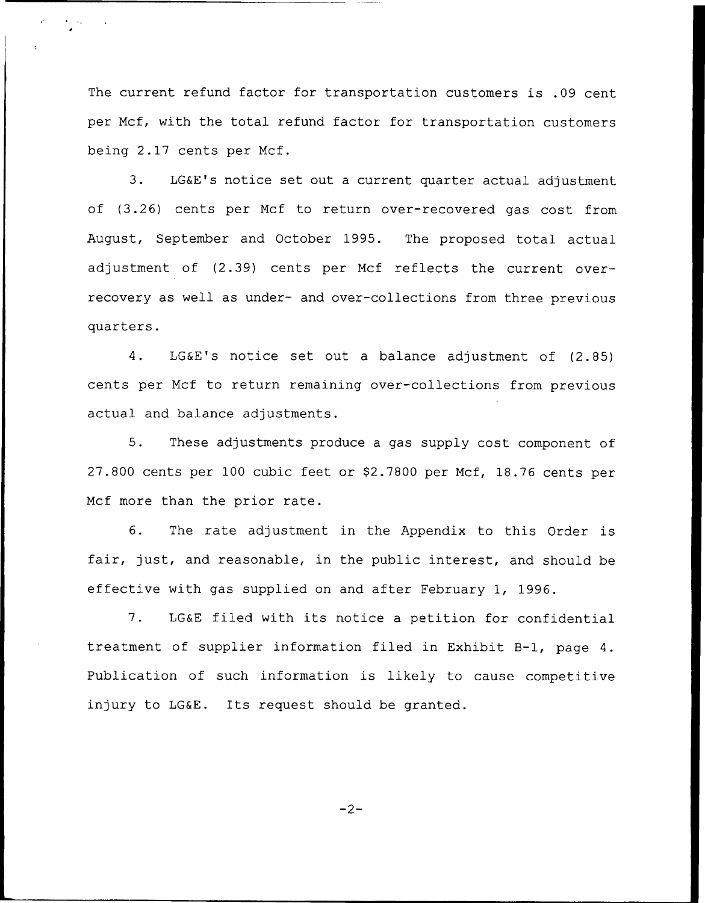The current refund factor for transportation customers is .09 cent per Mcf, with the total refund factor for transportation customers being 2.17 cents per Mcf.

3. LG&E's notice set out a current quarter actual adjustment of (3.26) cents per Mcf to return over-recovered gas cost from August, September and October 1995. The proposed total actual adjustment of (2.39) cents per Mcf reflects the current over-recovery as well as under- and over-collections from three previous quarters.

4. LG&E's notice set out a balance adjustment of (2.85) cents per Mcf to return remaining over-collections from previous actual and balance adjustments.

5. These adjustments produce a gas supply cost component of 27.800 cents per 100 cubic feet or $2.7800 per Mcf, 18.76 cents per Mcf more than the prior rate.

6. The rate adjustment in the Appendix to this Order is fair, just, and reasonable, in the public interest, and should be effective with gas supplied on and after February 1, 1996.

7. LG&E filed with its notice a petition for confidential treatment of supplier information filed in Exhibit B-1, page 4. Publication of such information is likely to cause competitive injury to LG&E. Its request should be granted.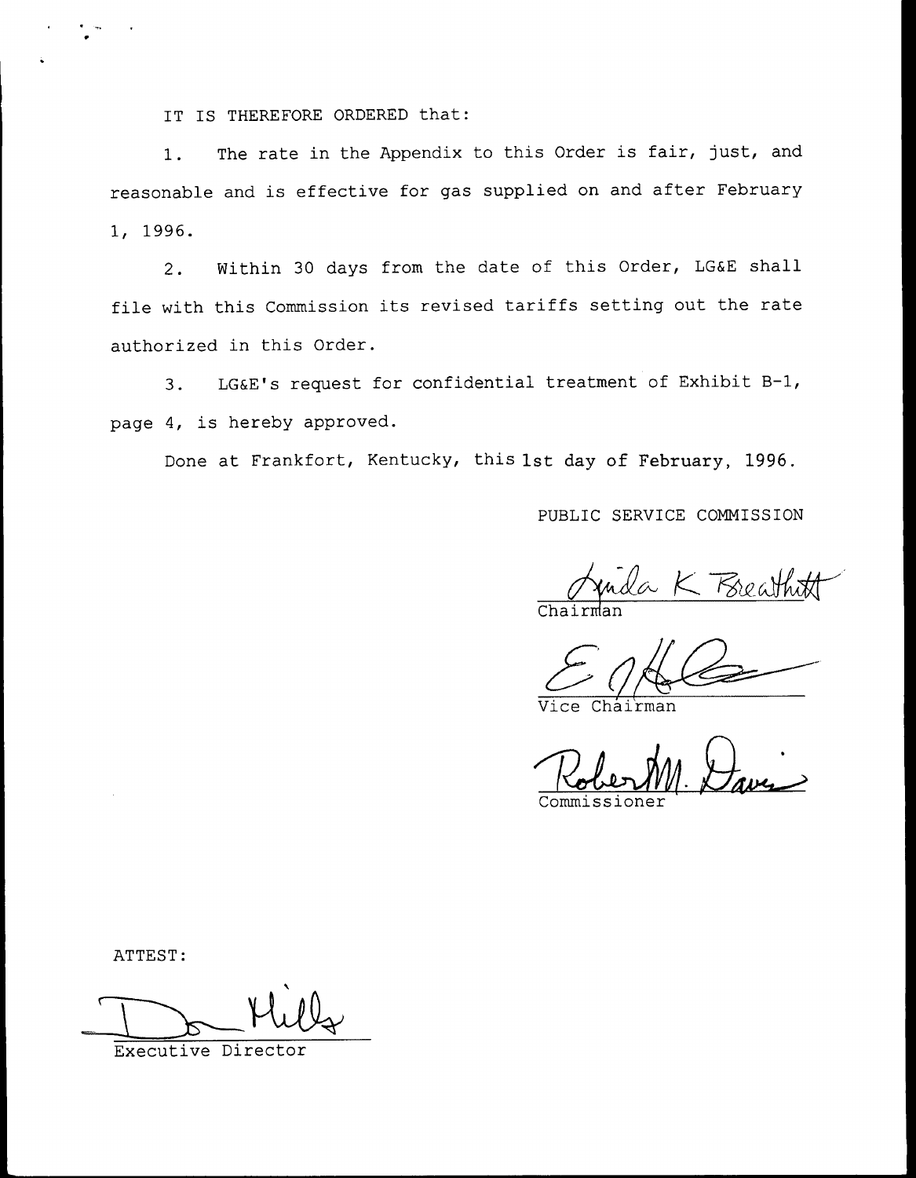IT IS THEREFORE ORDERED that:

1. The rate in the Appendix to this Order is fair, just, and reasonable and is effective for gas supplied on and after February 1, 1996.

2. Within 30 days from the date of this Order, LG&E shall file with this Commission its revised tariffs setting out the rate authorized in this Order.

3. LG&E's request for confidential treatment of Exhibit B-1, page 4, is hereby approved.

Done at Frankfort, Kentucky, this 1st day of February, 1996.

PUBLIC SERVICE COMMISSION

Linda K. Breathitt
Chairman

Vice Chairman

Robert M. Davis
Commissioner

ATTEST:

Don Mills
Executive Director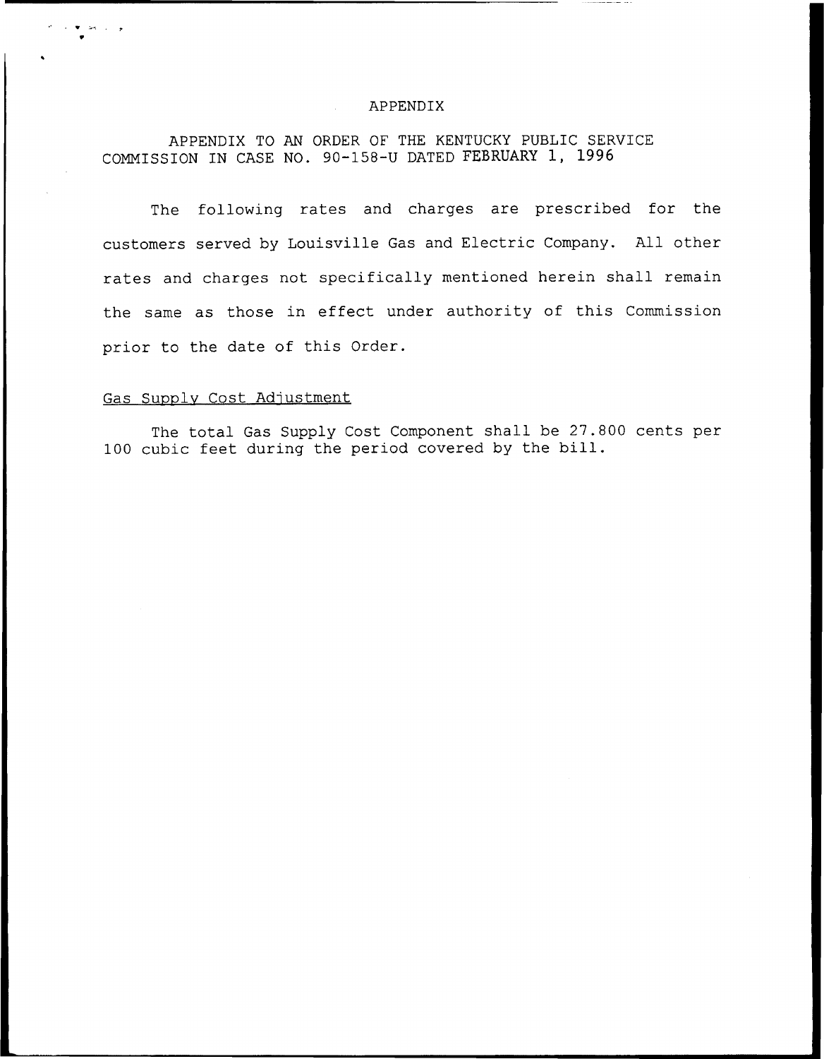# APPENDIX

APPENDIX TO AN ORDER OF THE KENTUCKY PUBLIC SERVICE COMMISSION IN CASE NO. 90-158-U DATED FEBRUARY 1, 1996

The following rates and charges are prescribed for the customers served by Louisville Gas and Electric Company. All other rates and charges not specifically mentioned herein shall remain the same as those in effect under authority of this Commission prior to the date of this Order.

## Gas Supply Cost Adjustment

The total Gas Supply Cost Component shall be 27.800 cents per 100 cubic feet during the period covered by the bill.